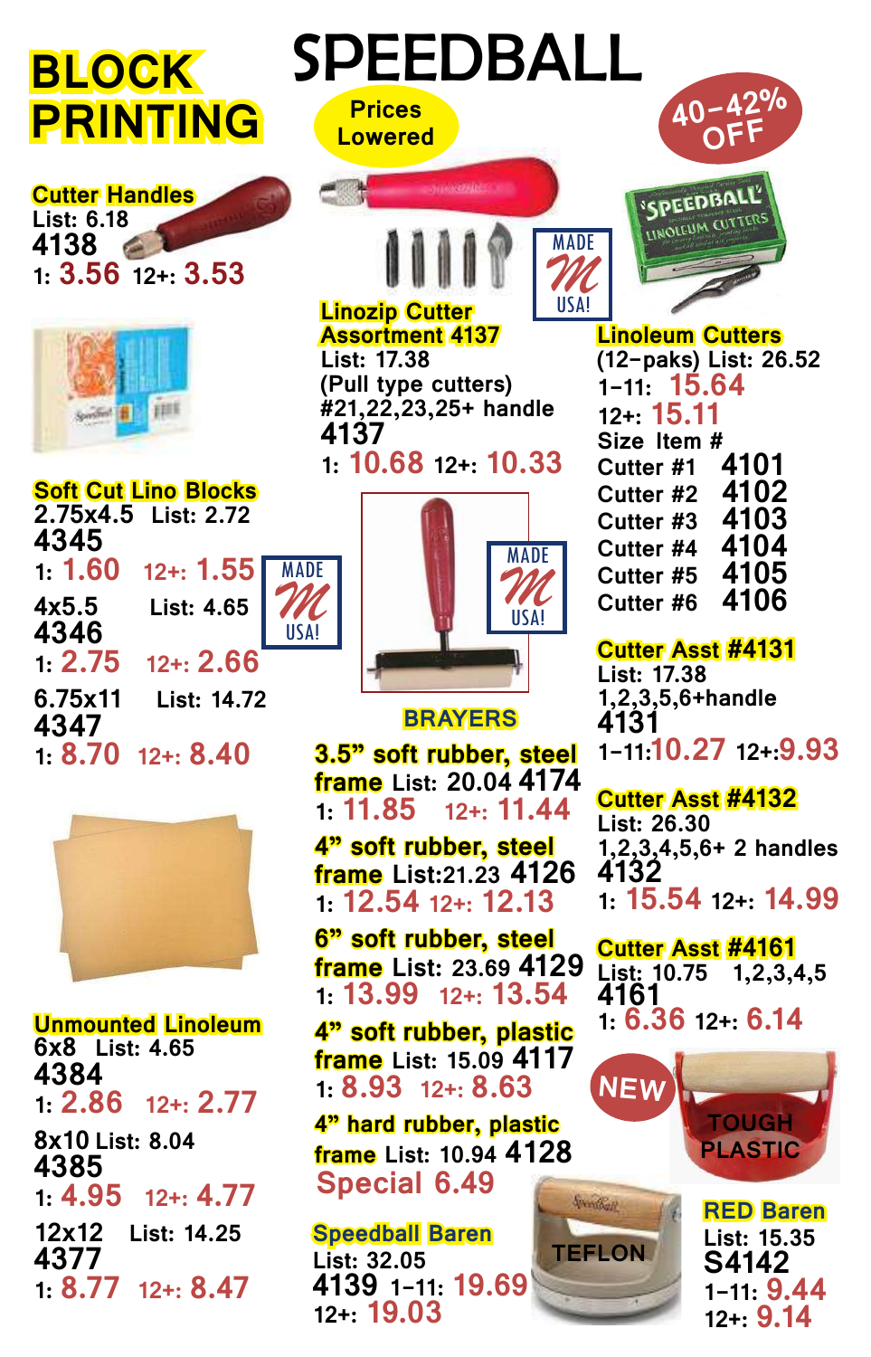# SPEEDBALL

# BLOCK PRINTING

Prices Lowered

40–42% OFF

### Cutter Handles

List: 6.18
**4138**
1: 3.56 12+: 3.53

### Soft Cut Lino Blocks

2.75x4.5 List: 2.72
**4345**
1: 1.60 12+: 1.55

4x5.5 List: 4.65
**4346**
1: 2.75 12+: 2.66

6.75x11 List: 14.72
**4347**
1: 8.70 12+: 8.40

MADE USA!

### Unmounted Linoleum

6x8 List: 4.65
**4384**
1: 2.86 12+: 2.77

8x10 List: 8.04
**4385**
1: 4.95 12+: 4.77

12x12 List: 14.25
**4377**
1: 8.77 12+: 8.47

### Linozip Cutter Assortment 4137

List: 17.38
(Pull type cutters)
#21,22,23,25+ handle
**4137**
1: 10.68 12+: 10.33

MADE USA!

### BRAYERS

**3.5" soft rubber, steel frame** List: 20.04 **4174**
1: 11.85 12+: 11.44

**4" soft rubber, steel frame** List:21.23 **4126**
1: 12.54 12+: 12.13

**6" soft rubber, steel frame** List: 23.69 **4129**
1: 13.99 12+: 13.54

**4" soft rubber, plastic frame** List: 15.09 **4117**
1: 8.93 12+: 8.63

**4" hard rubber, plastic frame** List: 10.94 **4128**
Special 6.49

### Speedball Baren

List: 32.05
**4139** 1–11: 19.69
12+: 19.03

TEFLON

### Linoleum Cutters

(12–paks) List: 26.52
1–11: 15.64
12+: 15.11

| Size | Item # |
|---|---|
| Cutter #1 | 4101 |
| Cutter #2 | 4102 |
| Cutter #3 | 4103 |
| Cutter #4 | 4104 |
| Cutter #5 | 4105 |
| Cutter #6 | 4106 |

### Cutter Asst #4131

List: 17.38
1,2,3,5,6+handle
**4131**
1–11: 10.27 12+: 9.93

### Cutter Asst #4132

List: 26.30
1,2,3,4,5,6+ 2 handles
**4132**
1: 15.54 12+: 14.99

### Cutter Asst #4161

List: 10.75 1,2,3,4,5
**4161**
1: 6.36 12+: 6.14

NEW

TOUGH PLASTIC

### RED Baren

List: 15.35
**S4142**
1–11: 9.44
12+: 9.14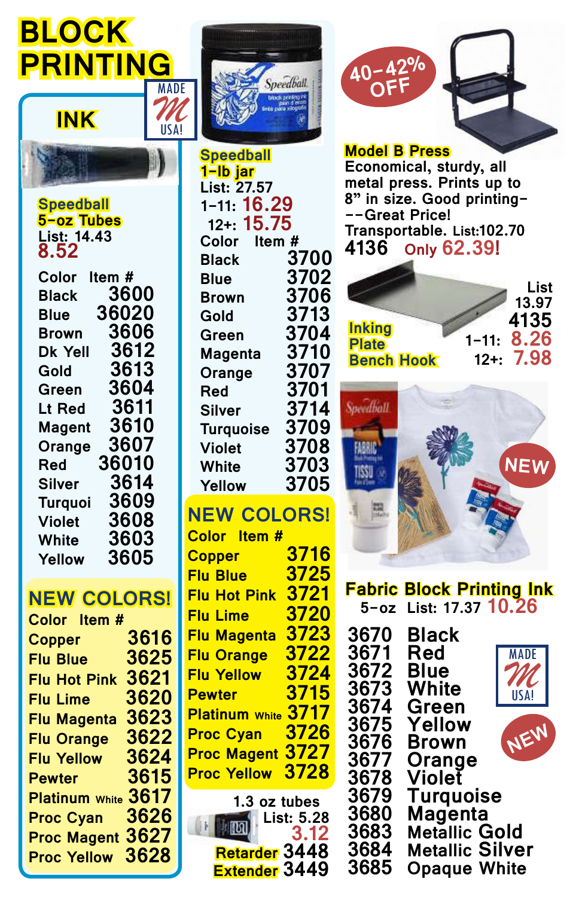# BLOCK PRINTING

## INK

MADE IN USA!

**Speedball 5-oz Tubes**
List: 14.43
8.52

| Color | Item # |
|---|---|
| Black | 3600 |
| Blue | 36020 |
| Brown | 3606 |
| Dk Yell | 3612 |
| Gold | 3613 |
| Green | 3604 |
| Lt Red | 3611 |
| Magent | 3610 |
| Orange | 3607 |
| Red | 36010 |
| Silver | 3614 |
| Turquoi | 3609 |
| Violet | 3608 |
| White | 3603 |
| Yellow | 3605 |

### NEW COLORS!

| Color | Item # |
|---|---|
| Copper | 3616 |
| Flu Blue | 3625 |
| Flu Hot Pink | 3621 |
| Flu Lime | 3620 |
| Flu Magenta | 3623 |
| Flu Orange | 3622 |
| Flu Yellow | 3624 |
| Pewter | 3615 |
| Platinum White | 3617 |
| Proc Cyan | 3626 |
| Proc Magent | 3627 |
| Proc Yellow | 3628 |

**Speedball 1-lb jar**
List: 27.57
1-11: 16.29
12+: 15.75

| Color | Item # |
|---|---|
| Black | 3700 |
| Blue | 3702 |
| Brown | 3706 |
| Gold | 3713 |
| Green | 3704 |
| Magenta | 3710 |
| Orange | 3707 |
| Red | 3701 |
| Silver | 3714 |
| Turquoise | 3709 |
| Violet | 3708 |
| White | 3703 |
| Yellow | 3705 |

### NEW COLORS!

| Color | Item # |
|---|---|
| Copper | 3716 |
| Flu Blue | 3725 |
| Flu Hot Pink | 3721 |
| Flu Lime | 3720 |
| Flu Magenta | 3723 |
| Flu Orange | 3722 |
| Flu Yellow | 3724 |
| Pewter | 3715 |
| Platinum White | 3717 |
| Proc Cyan | 3726 |
| Proc Magent | 3727 |
| Proc Yellow | 3728 |

1.3 oz tubes
List: 5.28
3.12
**Retarder** 3448
**Extender** 3449

40-42% OFF

**Model B Press**
Economical, sturdy, all metal press. Prints up to 8" in size. Good printing---Great Price! Transportable. List:102.70
4136 Only 62.39!

**Inking Plate Bench Hook**
List 13.97
4135
1-11: 8.26
12+: 7.98

NEW

**Fabric Block Printing Ink**
5-oz List: 17.37 10.26

| Item # | Color |
|---|---|
| 3670 | Black |
| 3671 | Red |
| 3672 | Blue |
| 3673 | White |
| 3674 | Green |
| 3675 | Yellow |
| 3676 | Brown |
| 3677 | Orange |
| 3678 | Violet |
| 3679 | Turquoise |
| 3680 | Magenta |
| 3683 | Metallic Gold |
| 3684 | Metallic Silver |
| 3685 | Opaque White |

MADE IN USA!

NEW